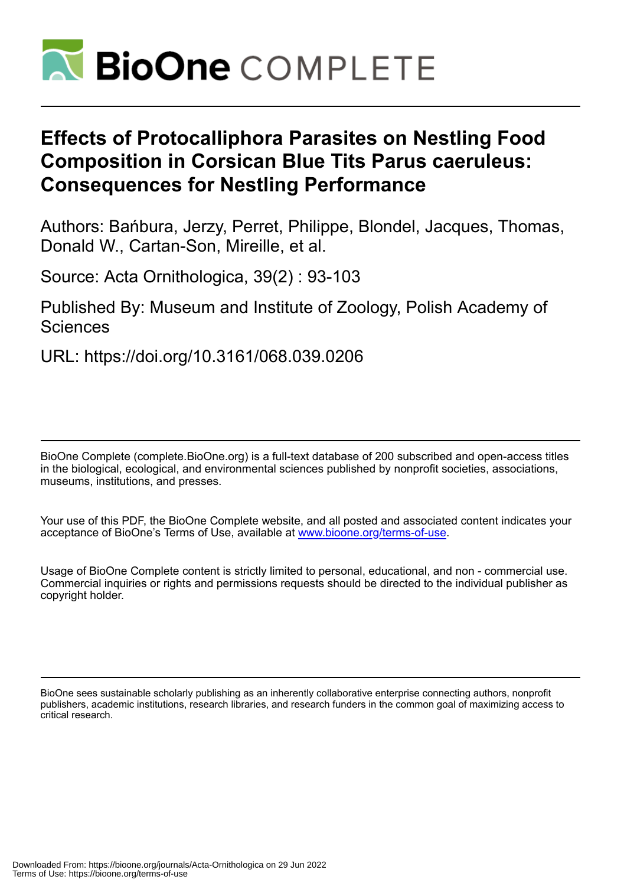# BioOne COMPLETE

# Effects of Protocalliphora Parasites on Nestling Food Composition in Corsican Blue Tits Parus caeruleus: Consequences for Nestling Performance

Authors: Bańbura, Jerzy, Perret, Philippe, Blondel, Jacques, Thomas, Donald W., Cartan-Son, Mireille, et al.

Source: Acta Ornithologica, 39(2) : 93-103

Published By: Museum and Institute of Zoology, Polish Academy of Sciences

URL: https://doi.org/10.3161/068.039.0206

---

BioOne Complete (complete.BioOne.org) is a full-text database of 200 subscribed and open-access titles in the biological, ecological, and environmental sciences published by nonprofit societies, associations, museums, institutions, and presses.

Your use of this PDF, the BioOne Complete website, and all posted and associated content indicates your acceptance of BioOne's Terms of Use, available at www.bioone.org/terms-of-use.

Usage of BioOne Complete content is strictly limited to personal, educational, and non - commercial use. Commercial inquiries or rights and permissions requests should be directed to the individual publisher as copyright holder.

---

BioOne sees sustainable scholarly publishing as an inherently collaborative enterprise connecting authors, nonprofit publishers, academic institutions, research libraries, and research funders in the common goal of maximizing access to critical research.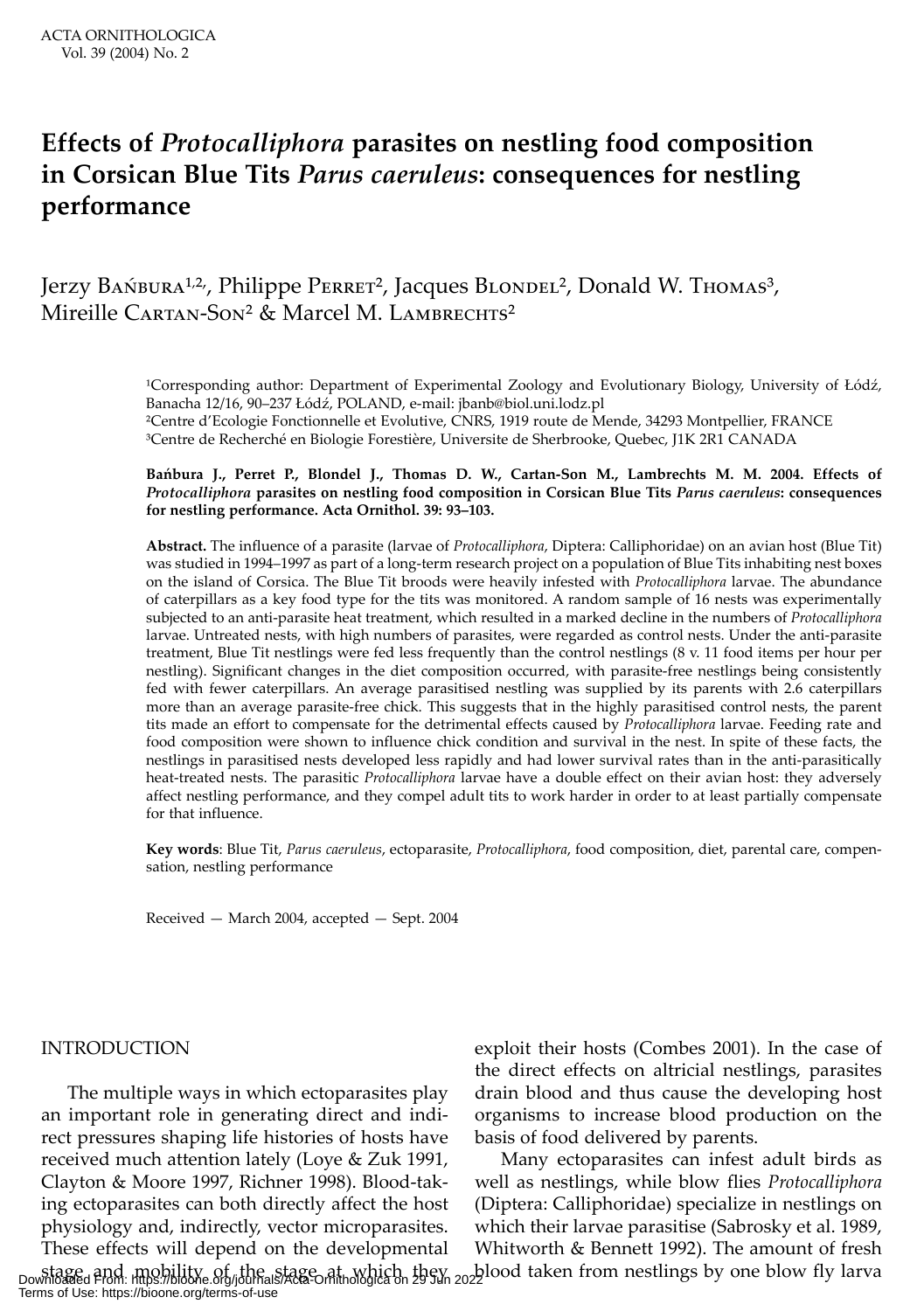# Effects of *Protocalliphora* parasites on nestling food composition in Corsican Blue Tits *Parus caeruleus*: consequences for nestling performance

Jerzy Bańbura[1,2], Philippe Perret[2], Jacques Blondel[2], Donald W. Thomas[3], Mireille Cartan-Son[2] & Marcel M. Lambrechts[2]

[1]Corresponding author: Department of Experimental Zoology and Evolutionary Biology, University of Łódź, Banacha 12/16, 90–237 Łódź, POLAND, e-mail: jbanb@biol.uni.lodz.pl
[2]Centre d'Ecologie Fonctionnelle et Evolutive, CNRS, 1919 route de Mende, 34293 Montpellier, FRANCE
[3]Centre de Recherché en Biologie Forestière, Universite de Sherbrooke, Quebec, J1K 2R1 CANADA

**Bańbura J., Perret P., Blondel J., Thomas D. W., Cartan-Son M., Lambrechts M. M. 2004. Effects of *Protocalliphora* parasites on nestling food composition in Corsican Blue Tits *Parus caeruleus*: consequences for nestling performance. Acta Ornithol. 39: 93–103.**

**Abstract.** The influence of a parasite (larvae of *Protocalliphora*, Diptera: Calliphoridae) on an avian host (Blue Tit) was studied in 1994–1997 as part of a long-term research project on a population of Blue Tits inhabiting nest boxes on the island of Corsica. The Blue Tit broods were heavily infested with *Protocalliphora* larvae. The abundance of caterpillars as a key food type for the tits was monitored. A random sample of 16 nests was experimentally subjected to an anti-parasite heat treatment, which resulted in a marked decline in the numbers of *Protocalliphora* larvae. Untreated nests, with high numbers of parasites, were regarded as control nests. Under the anti-parasite treatment, Blue Tit nestlings were fed less frequently than the control nestlings (8 v. 11 food items per hour per nestling). Significant changes in the diet composition occurred, with parasite-free nestlings being consistently fed with fewer caterpillars. An average parasitised nestling was supplied by its parents with 2.6 caterpillars more than an average parasite-free chick. This suggests that in the highly parasitised control nests, the parent tits made an effort to compensate for the detrimental effects caused by *Protocalliphora* larvae. Feeding rate and food composition were shown to influence chick condition and survival in the nest. In spite of these facts, the nestlings in parasitised nests developed less rapidly and had lower survival rates than in the anti-parasitically heat-treated nests. The parasitic *Protocalliphora* larvae have a double effect on their avian host: they adversely affect nestling performance, and they compel adult tits to work harder in order to at least partially compensate for that influence.

**Key words**: Blue Tit, *Parus caeruleus*, ectoparasite, *Protocalliphora*, food composition, diet, parental care, compensation, nestling performance

Received — March 2004, accepted — Sept. 2004

## INTRODUCTION

The multiple ways in which ectoparasites play an important role in generating direct and indirect pressures shaping life histories of hosts have received much attention lately (Loye & Zuk 1991, Clayton & Moore 1997, Richner 1998). Blood-taking ectoparasites can both directly affect the host physiology and, indirectly, vector microparasites. These effects will depend on the developmental stage and mobility of the stage at which they exploit their hosts (Combes 2001). In the case of the direct effects on altricial nestlings, parasites drain blood and thus cause the developing host organisms to increase blood production on the basis of food delivered by parents.

Many ectoparasites can infest adult birds as well as nestlings, while blow flies *Protocalliphora* (Diptera: Calliphoridae) specialize in nestlings on which their larvae parasitise (Sabrosky et al. 1989, Whitworth & Bennett 1992). The amount of fresh blood taken from nestlings by one blow fly larva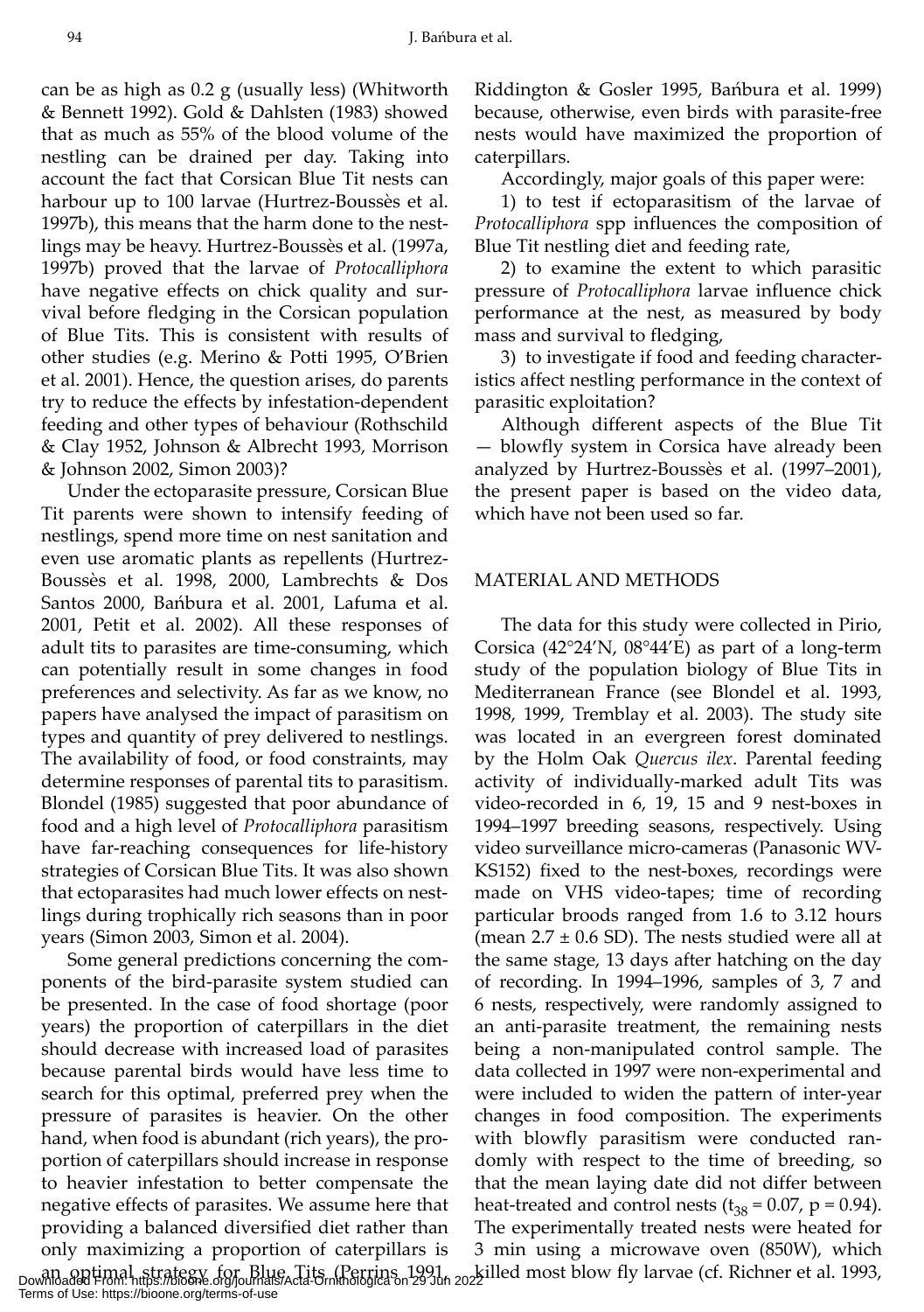can be as high as 0.2 g (usually less) (Whitworth & Bennett 1992). Gold & Dahlsten (1983) showed that as much as 55% of the blood volume of the nestling can be drained per day. Taking into account the fact that Corsican Blue Tit nests can harbour up to 100 larvae (Hurtrez-Boussès et al. 1997b), this means that the harm done to the nestlings may be heavy. Hurtrez-Boussès et al. (1997a, 1997b) proved that the larvae of *Protocalliphora* have negative effects on chick quality and survival before fledging in the Corsican population of Blue Tits. This is consistent with results of other studies (e.g. Merino & Potti 1995, O'Brien et al. 2001). Hence, the question arises, do parents try to reduce the effects by infestation-dependent feeding and other types of behaviour (Rothschild & Clay 1952, Johnson & Albrecht 1993, Morrison & Johnson 2002, Simon 2003)?

Under the ectoparasite pressure, Corsican Blue Tit parents were shown to intensify feeding of nestlings, spend more time on nest sanitation and even use aromatic plants as repellents (Hurtrez-Boussès et al. 1998, 2000, Lambrechts & Dos Santos 2000, Bańbura et al. 2001, Lafuma et al. 2001, Petit et al. 2002). All these responses of adult tits to parasites are time-consuming, which can potentially result in some changes in food preferences and selectivity. As far as we know, no papers have analysed the impact of parasitism on types and quantity of prey delivered to nestlings. The availability of food, or food constraints, may determine responses of parental tits to parasitism. Blondel (1985) suggested that poor abundance of food and a high level of *Protocalliphora* parasitism have far-reaching consequences for life-history strategies of Corsican Blue Tits. It was also shown that ectoparasites had much lower effects on nestlings during trophically rich seasons than in poor years (Simon 2003, Simon et al. 2004).

Some general predictions concerning the components of the bird-parasite system studied can be presented. In the case of food shortage (poor years) the proportion of caterpillars in the diet should decrease with increased load of parasites because parental birds would have less time to search for this optimal, preferred prey when the pressure of parasites is heavier. On the other hand, when food is abundant (rich years), the proportion of caterpillars should increase in response to heavier infestation to better compensate the negative effects of parasites. We assume here that providing a balanced diversified diet rather than only maximizing a proportion of caterpillars is an optimal strategy for Blue Tits (Perrins 1991, Riddington & Gosler 1995, Bańbura et al. 1999) because, otherwise, even birds with parasite-free nests would have maximized the proportion of caterpillars.

Accordingly, major goals of this paper were:

1) to test if ectoparasitism of the larvae of *Protocalliphora* spp influences the composition of Blue Tit nestling diet and feeding rate,

2) to examine the extent to which parasitic pressure of *Protocalliphora* larvae influence chick performance at the nest, as measured by body mass and survival to fledging,

3) to investigate if food and feeding characteristics affect nestling performance in the context of parasitic exploitation?

Although different aspects of the Blue Tit — blowfly system in Corsica have already been analyzed by Hurtrez-Boussès et al. (1997–2001), the present paper is based on the video data, which have not been used so far.

## MATERIAL AND METHODS

The data for this study were collected in Pirio, Corsica (42°24'N, 08°44'E) as part of a long-term study of the population biology of Blue Tits in Mediterranean France (see Blondel et al. 1993, 1998, 1999, Tremblay et al. 2003). The study site was located in an evergreen forest dominated by the Holm Oak *Quercus ilex*. Parental feeding activity of individually-marked adult Tits was video-recorded in 6, 19, 15 and 9 nest-boxes in 1994–1997 breeding seasons, respectively. Using video surveillance micro-cameras (Panasonic WV-KS152) fixed to the nest-boxes, recordings were made on VHS video-tapes; time of recording particular broods ranged from 1.6 to 3.12 hours (mean 2.7 ± 0.6 SD). The nests studied were all at the same stage, 13 days after hatching on the day of recording. In 1994–1996, samples of 3, 7 and 6 nests, respectively, were randomly assigned to an anti-parasite treatment, the remaining nests being a non-manipulated control sample. The data collected in 1997 were non-experimental and were included to widen the pattern of inter-year changes in food composition. The experiments with blowfly parasitism were conducted randomly with respect to the time of breeding, so that the mean laying date did not differ between heat-treated and control nests ($t_{38} = 0.07$, $p = 0.94$). The experimentally treated nests were heated for 3 min using a microwave oven (850W), which killed most blow fly larvae (cf. Richner et al. 1993,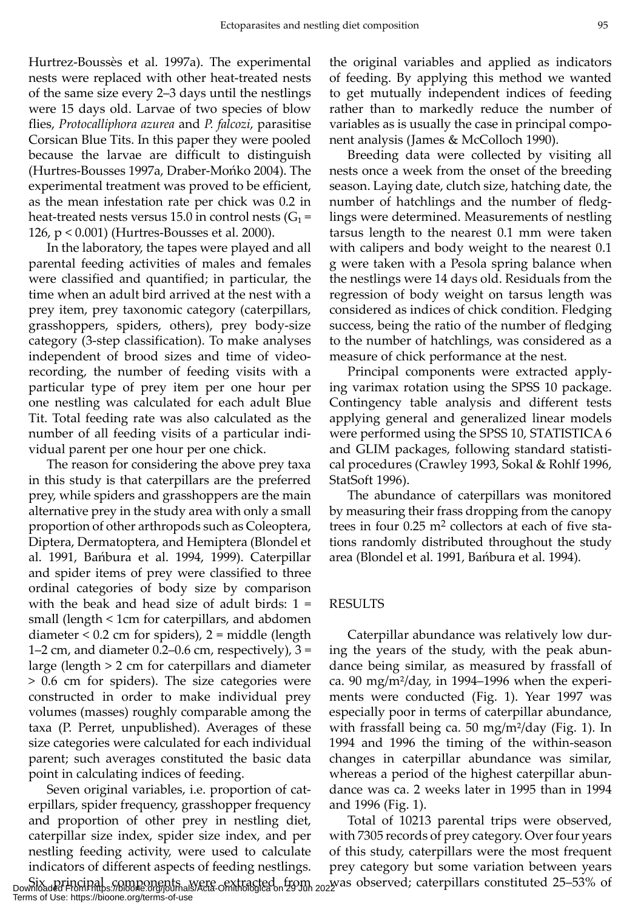Hurtrez-Boussès et al. 1997a). The experimental nests were replaced with other heat-treated nests of the same size every 2–3 days until the nestlings were 15 days old. Larvae of two species of blow flies, *Protocalliphora azurea* and *P. falcozi*, parasitise Corsican Blue Tits. In this paper they were pooled because the larvae are difficult to distinguish (Hurtres-Bousses 1997a, Draber-Mońko 2004). The experimental treatment was proved to be efficient, as the mean infestation rate per chick was 0.2 in heat-treated nests versus 15.0 in control nests ($G_1$ = 126, $p < 0.001$) (Hurtres-Bousses et al. 2000).

In the laboratory, the tapes were played and all parental feeding activities of males and females were classified and quantified; in particular, the time when an adult bird arrived at the nest with a prey item, prey taxonomic category (caterpillars, grasshoppers, spiders, others), prey body-size category (3-step classification). To make analyses independent of brood sizes and time of video-recording, the number of feeding visits with a particular type of prey item per one hour per one nestling was calculated for each adult Blue Tit. Total feeding rate was also calculated as the number of all feeding visits of a particular individual parent per one hour per one chick.

The reason for considering the above prey taxa in this study is that caterpillars are the preferred prey, while spiders and grasshoppers are the main alternative prey in the study area with only a small proportion of other arthropods such as Coleoptera, Diptera, Dermatoptera, and Hemiptera (Blondel et al. 1991, Bańbura et al. 1994, 1999). Caterpillar and spider items of prey were classified to three ordinal categories of body size by comparison with the beak and head size of adult birds: 1 = small (length < 1cm for caterpillars, and abdomen diameter < 0.2 cm for spiders), 2 = middle (length 1–2 cm, and diameter 0.2–0.6 cm, respectively), 3 = large (length > 2 cm for caterpillars and diameter > 0.6 cm for spiders). The size categories were constructed in order to make individual prey volumes (masses) roughly comparable among the taxa (P. Perret, unpublished). Averages of these size categories were calculated for each individual parent; such averages constituted the basic data point in calculating indices of feeding.

Seven original variables, i.e. proportion of caterpillars, spider frequency, grasshopper frequency and proportion of other prey in nestling diet, caterpillar size index, spider size index, and per nestling feeding activity, were used to calculate indicators of different aspects of feeding nestlings. Six principal components were extracted from the original variables and applied as indicators of feeding. By applying this method we wanted to get mutually independent indices of feeding rather than to markedly reduce the number of variables as is usually the case in principal component analysis (James & McColloch 1990).

Breeding data were collected by visiting all nests once a week from the onset of the breeding season. Laying date, clutch size, hatching date, the number of hatchlings and the number of fledglings were determined. Measurements of nestling tarsus length to the nearest 0.1 mm were taken with calipers and body weight to the nearest 0.1 g were taken with a Pesola spring balance when the nestlings were 14 days old. Residuals from the regression of body weight on tarsus length was considered as indices of chick condition. Fledging success, being the ratio of the number of fledging to the number of hatchlings, was considered as a measure of chick performance at the nest.

Principal components were extracted applying varimax rotation using the SPSS 10 package. Contingency table analysis and different tests applying general and generalized linear models were performed using the SPSS 10, STATISTICA 6 and GLIM packages, following standard statistical procedures (Crawley 1993, Sokal & Rohlf 1996, StatSoft 1996).

The abundance of caterpillars was monitored by measuring their frass dropping from the canopy trees in four 0.25 $m^2$ collectors at each of five stations randomly distributed throughout the study area (Blondel et al. 1991, Bańbura et al. 1994).

## RESULTS

Caterpillar abundance was relatively low during the years of the study, with the peak abundance being similar, as measured by frassfall of ca. 90 mg/m²/day, in 1994–1996 when the experiments were conducted (Fig. 1). Year 1997 was especially poor in terms of caterpillar abundance, with frassfall being ca. 50 mg/m²/day (Fig. 1). In 1994 and 1996 the timing of the within-season changes in caterpillar abundance was similar, whereas a period of the highest caterpillar abundance was ca. 2 weeks later in 1995 than in 1994 and 1996 (Fig. 1).

Total of 10213 parental trips were observed, with 7305 records of prey category. Over four years of this study, caterpillars were the most frequent prey category but some variation between years was observed; caterpillars constituted 25–53% of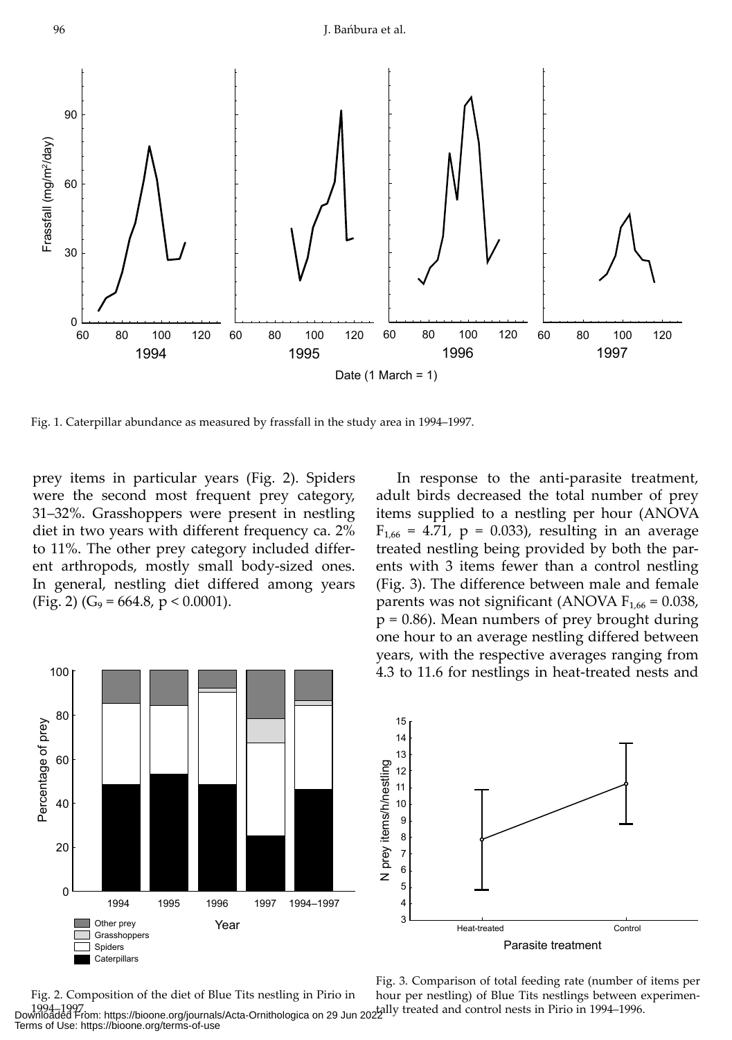Fig. 1. Caterpillar abundance as measured by frassfall in the study area in 1994–1997.

prey items in particular years (Fig. 2). Spiders were the second most frequent prey category, 31–32%. Grasshoppers were present in nestling diet in two years with different frequency ca. 2% to 11%. The other prey category included different arthropods, mostly small body-sized ones. In general, nestling diet differed among years (Fig. 2) ($G_9 = 664.8$, $p < 0.0001$).

In response to the anti-parasite treatment, adult birds decreased the total number of prey items supplied to a nestling per hour (ANOVA $F_{1,66} = 4.71$, $p = 0.033$), resulting in an average treated nestling being provided by both the parents with 3 items fewer than a control nestling (Fig. 3). The difference between male and female parents was not significant (ANOVA $F_{1,66} = 0.038$, $p = 0.86$). Mean numbers of prey brought during one hour to an average nestling differed between years, with the respective averages ranging from 4.3 to 11.6 for nestlings in heat-treated nests and

Fig. 2. Composition of the diet of Blue Tits nestling in Pirio in 1994–1997.

Fig. 3. Comparison of total feeding rate (number of items per hour per nestling) of Blue Tits nestlings between experimentally treated and control nests in Pirio in 1994–1996.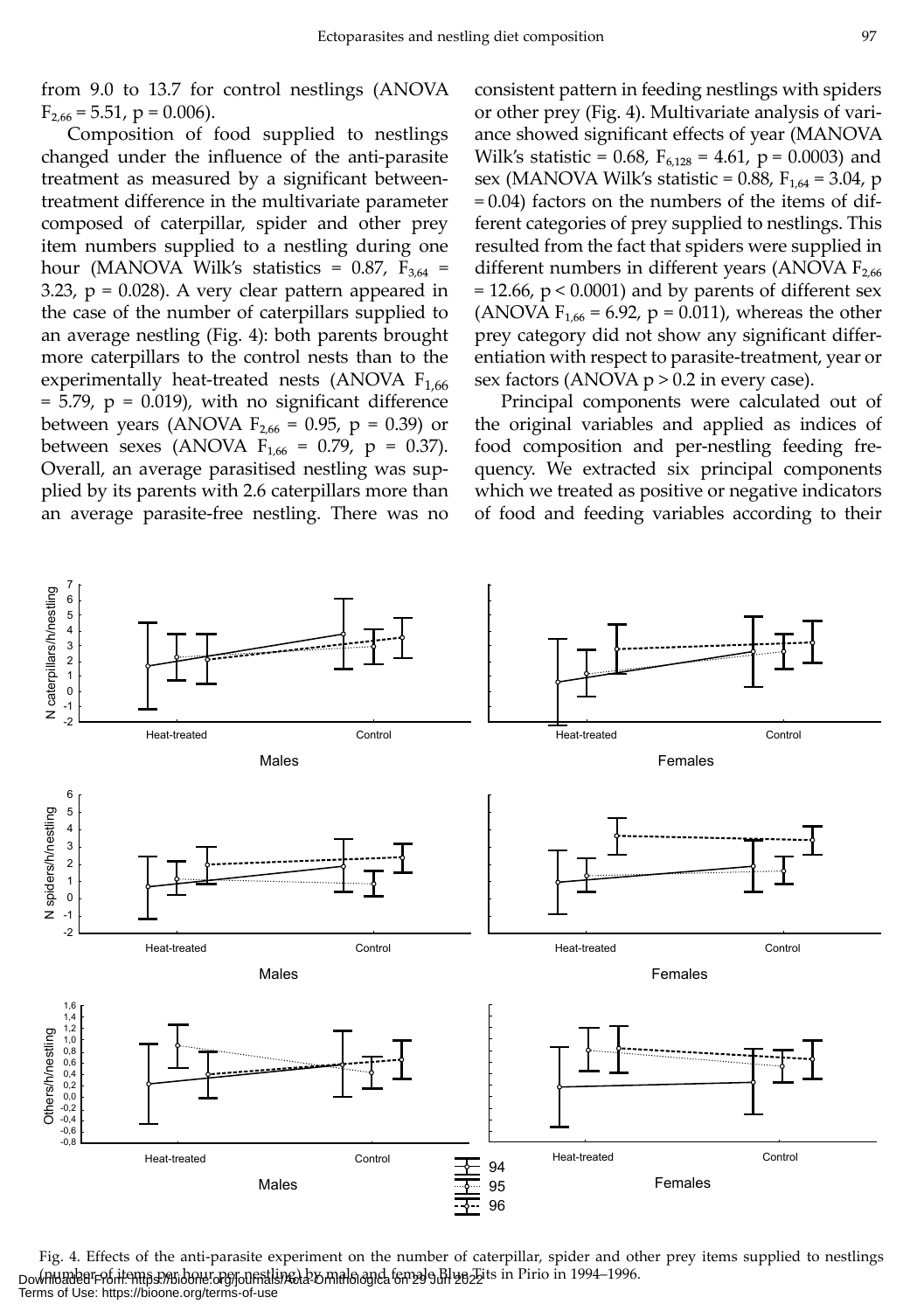from 9.0 to 13.7 for control nestlings (ANOVA $F_{2,66} = 5.51$, $p = 0.006$).

Composition of food supplied to nestlings changed under the influence of the anti-parasite treatment as measured by a significant between-treatment difference in the multivariate parameter composed of caterpillar, spider and other prey item numbers supplied to a nestling during one hour (MANOVA Wilk's statistics = 0.87, $F_{3,64} = 3.23$, $p = 0.028$). A very clear pattern appeared in the case of the number of caterpillars supplied to an average nestling (Fig. 4): both parents brought more caterpillars to the control nests than to the experimentally heat-treated nests (ANOVA $F_{1,66} = 5.79$, $p = 0.019$), with no significant difference between years (ANOVA $F_{2,66} = 0.95$, $p = 0.39$) or between sexes (ANOVA $F_{1,66} = 0.79$, $p = 0.37$). Overall, an average parasitised nestling was supplied by its parents with 2.6 caterpillars more than an average parasite-free nestling. There was no consistent pattern in feeding nestlings with spiders or other prey (Fig. 4). Multivariate analysis of variance showed significant effects of year (MANOVA Wilk's statistic = 0.68, $F_{6,128} = 4.61$, $p = 0.0003$) and sex (MANOVA Wilk's statistic = 0.88, $F_{1,64} = 3.04$, $p = 0.04$) factors on the numbers of the items of different categories of prey supplied to nestlings. This resulted from the fact that spiders were supplied in different numbers in different years (ANOVA $F_{2,66} = 12.66$, $p < 0.0001$) and by parents of different sex (ANOVA $F_{1,66} = 6.92$, $p = 0.011$), whereas the other prey category did not show any significant differentiation with respect to parasite-treatment, year or sex factors (ANOVA $p > 0.2$ in every case).

Principal components were calculated out of the original variables and applied as indices of food composition and per-nestling feeding frequency. We extracted six principal components which we treated as positive or negative indicators of food and feeding variables according to their

Fig. 4. Effects of the anti-parasite experiment on the number of caterpillar, spider and other prey items supplied to nestlings (number of items per hour per nestling) by male and female Blue Tits in Pirio in 1994–1996.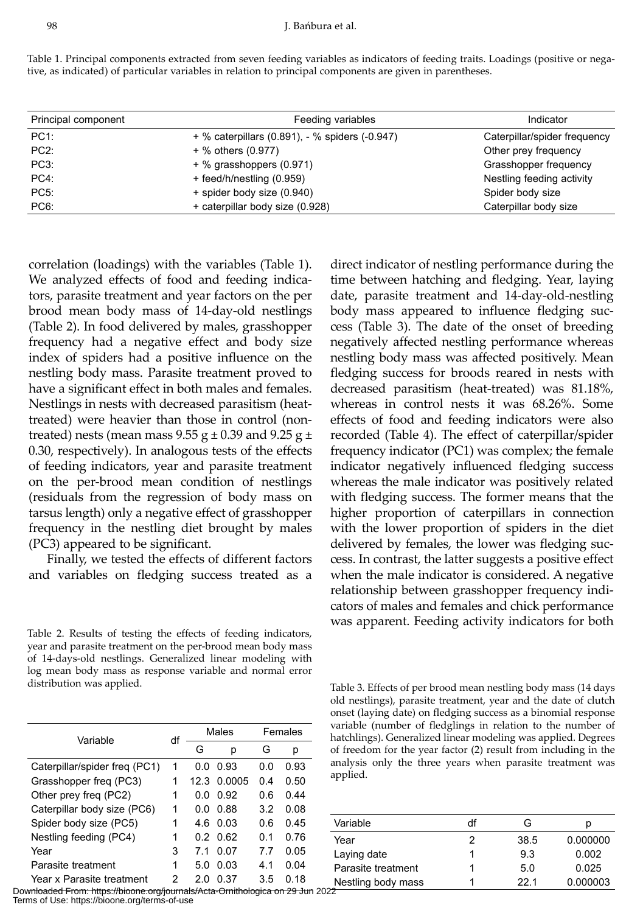Table 1. Principal components extracted from seven feeding variables as indicators of feeding traits. Loadings (positive or negative, as indicated) of particular variables in relation to principal components are given in parentheses.

| Principal component | Feeding variables | Indicator |
|---|---|---|
| PC1: | + % caterpillars (0.891), - % spiders (-0.947) | Caterpillar/spider frequency |
| PC2: | + % others (0.977) | Other prey frequency |
| PC3: | + % grasshoppers (0.971) | Grasshopper frequency |
| PC4: | + feed/h/nestling (0.959) | Nestling feeding activity |
| PC5: | + spider body size (0.940) | Spider body size |
| PC6: | + caterpillar body size (0.928) | Caterpillar body size |

correlation (loadings) with the variables (Table 1). We analyzed effects of food and feeding indicators, parasite treatment and year factors on the per brood mean body mass of 14-day-old nestlings (Table 2). In food delivered by males, grasshopper frequency had a negative effect and body size index of spiders had a positive influence on the nestling body mass. Parasite treatment proved to have a significant effect in both males and females. Nestlings in nests with decreased parasitism (heat-treated) were heavier than those in control (non-treated) nests (mean mass 9.55 g ± 0.39 and 9.25 g ± 0.30, respectively). In analogous tests of the effects of feeding indicators, year and parasite treatment on the per-brood mean condition of nestlings (residuals from the regression of body mass on tarsus length) only a negative effect of grasshopper frequency in the nestling diet brought by males (PC3) appeared to be significant.

Finally, we tested the effects of different factors and variables on fledging success treated as a direct indicator of nestling performance during the time between hatching and fledging. Year, laying date, parasite treatment and 14-day-old-nestling body mass appeared to influence fledging success (Table 3). The date of the onset of breeding negatively affected nestling performance whereas nestling body mass was affected positively. Mean fledging success for broods reared in nests with decreased parasitism (heat-treated) was 81.18%, whereas in control nests it was 68.26%. Some effects of food and feeding indicators were also recorded (Table 4). The effect of caterpillar/spider frequency indicator (PC1) was complex; the female indicator negatively influenced fledging success whereas the male indicator was positively related with fledging success. The former means that the higher proportion of caterpillars in connection with the lower proportion of spiders in the diet delivered by females, the lower was fledging success. In contrast, the latter suggests a positive effect when the male indicator is considered. A negative relationship between grasshopper frequency indicators of males and females and chick performance was apparent. Feeding activity indicators for both

Table 2. Results of testing the effects of feeding indicators, year and parasite treatment on the per-brood mean body mass of 14-days-old nestlings. Generalized linear modeling with log mean body mass as response variable and normal error distribution was applied.

| Variable | df | Males | | Females | |
|---|---|---|---|---|---|
| | | G | p | G | p |
| Caterpillar/spider freq (PC1) | 1 | 0.0 | 0.93 | 0.0 | 0.93 |
| Grasshopper freq (PC3) | 1 | 12.3 | 0.0005 | 0.4 | 0.50 |
| Other prey freq (PC2) | 1 | 0.0 | 0.92 | 0.6 | 0.44 |
| Caterpillar body size (PC6) | 1 | 0.0 | 0.88 | 3.2 | 0.08 |
| Spider body size (PC5) | 1 | 4.6 | 0.03 | 0.6 | 0.45 |
| Nestling feeding (PC4) | 1 | 0.2 | 0.62 | 0.1 | 0.76 |
| Year | 3 | 7.1 | 0.07 | 7.7 | 0.05 |
| Parasite treatment | 1 | 5.0 | 0.03 | 4.1 | 0.04 |
| Year x Parasite treatment | 2 | 2.0 | 0.37 | 3.5 | 0.18 |

Table 3. Effects of per brood mean nestling body mass (14 days old nestlings), parasite treatment, year and the date of clutch onset (laying date) on fledging success as a binomial response variable (number of fledglings in relation to the number of hatchlings). Generalized linear modeling was applied. Degrees of freedom for the year factor (2) result from including in the analysis only the three years when parasite treatment was applied.

| Variable | df | G | p |
|---|---|---|---|
| Year | 2 | 38.5 | 0.000000 |
| Laying date | 1 | 9.3 | 0.002 |
| Parasite treatment | 1 | 5.0 | 0.025 |
| Nestling body mass | 1 | 22.1 | 0.000003 |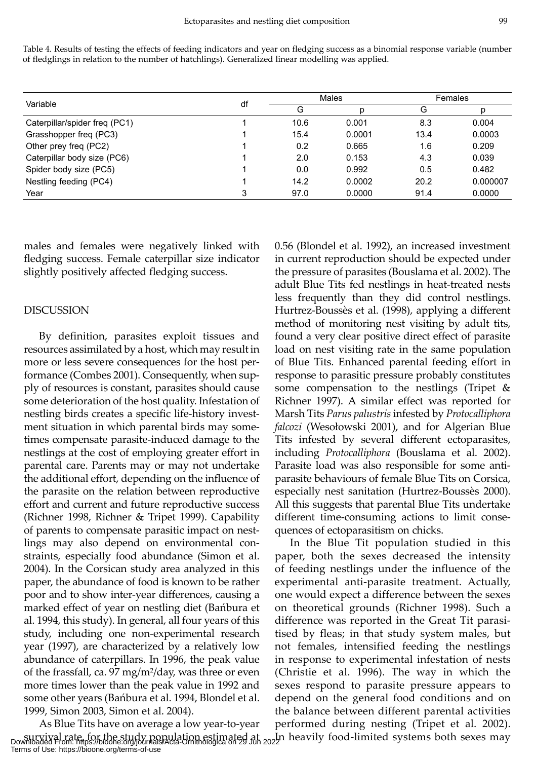Table 4. Results of testing the effects of feeding indicators and year on fledging success as a binomial response variable (number of fledglings in relation to the number of hatchlings). Generalized linear modelling was applied.

| Variable | df | Males | | Females | |
|---|---|---|---|---|---|
| | | G | p | G | p |
| Caterpillar/spider freq (PC1) | 1 | 10.6 | 0.001 | 8.3 | 0.004 |
| Grasshopper freq (PC3) | 1 | 15.4 | 0.0001 | 13.4 | 0.0003 |
| Other prey freq (PC2) | 1 | 0.2 | 0.665 | 1.6 | 0.209 |
| Caterpillar body size (PC6) | 1 | 2.0 | 0.153 | 4.3 | 0.039 |
| Spider body size (PC5) | 1 | 0.0 | 0.992 | 0.5 | 0.482 |
| Nestling feeding (PC4) | 1 | 14.2 | 0.0002 | 20.2 | 0.000007 |
| Year | 3 | 97.0 | 0.0000 | 91.4 | 0.0000 |

males and females were negatively linked with fledging success. Female caterpillar size indicator slightly positively affected fledging success.

## DISCUSSION

By definition, parasites exploit tissues and resources assimilated by a host, which may result in more or less severe consequences for the host performance (Combes 2001). Consequently, when supply of resources is constant, parasites should cause some deterioration of the host quality. Infestation of nestling birds creates a specific life-history investment situation in which parental birds may sometimes compensate parasite-induced damage to the nestlings at the cost of employing greater effort in parental care. Parents may or may not undertake the additional effort, depending on the influence of the parasite on the relation between reproductive effort and current and future reproductive success (Richner 1998, Richner & Tripet 1999). Capability of parents to compensate parasitic impact on nestlings may also depend on environmental constraints, especially food abundance (Simon et al. 2004). In the Corsican study area analyzed in this paper, the abundance of food is known to be rather poor and to show inter-year differences, causing a marked effect of year on nestling diet (Bańbura et al. 1994, this study). In general, all four years of this study, including one non-experimental research year (1997), are characterized by a relatively low abundance of caterpillars. In 1996, the peak value of the frassfall, ca. 97 mg/m²/day, was three or even more times lower than the peak value in 1992 and some other years (Bańbura et al. 1994, Blondel et al. 1999, Simon 2003, Simon et al. 2004).

As Blue Tits have on average a low year-to-year survival rate, for the study population estimated at 0.56 (Blondel et al. 1992), an increased investment in current reproduction should be expected under the pressure of parasites (Bouslama et al. 2002). The adult Blue Tits fed nestlings in heat-treated nests less frequently than they did control nestlings. Hurtrez-Boussès et al. (1998), applying a different method of monitoring nest visiting by adult tits, found a very clear positive direct effect of parasite load on nest visiting rate in the same population of Blue Tits. Enhanced parental feeding effort in response to parasitic pressure probably constitutes some compensation to the nestlings (Tripet & Richner 1997). A similar effect was reported for Marsh Tits *Parus palustris* infested by *Protocalliphora falcozi* (Wesołowski 2001), and for Algerian Blue Tits infested by several different ectoparasites, including *Protocalliphora* (Bouslama et al. 2002). Parasite load was also responsible for some anti-parasite behaviours of female Blue Tits on Corsica, especially nest sanitation (Hurtrez-Boussès 2000). All this suggests that parental Blue Tits undertake different time-consuming actions to limit consequences of ectoparasitism on chicks.

In the Blue Tit population studied in this paper, both the sexes decreased the intensity of feeding nestlings under the influence of the experimental anti-parasite treatment. Actually, one would expect a difference between the sexes on theoretical grounds (Richner 1998). Such a difference was reported in the Great Tit parasitised by fleas; in that study system males, but not females, intensified feeding the nestlings in response to experimental infestation of nests (Christie et al. 1996). The way in which the sexes respond to parasite pressure appears to depend on the general food conditions and on the balance between different parental activities performed during nesting (Tripet et al. 2002). In heavily food-limited systems both sexes may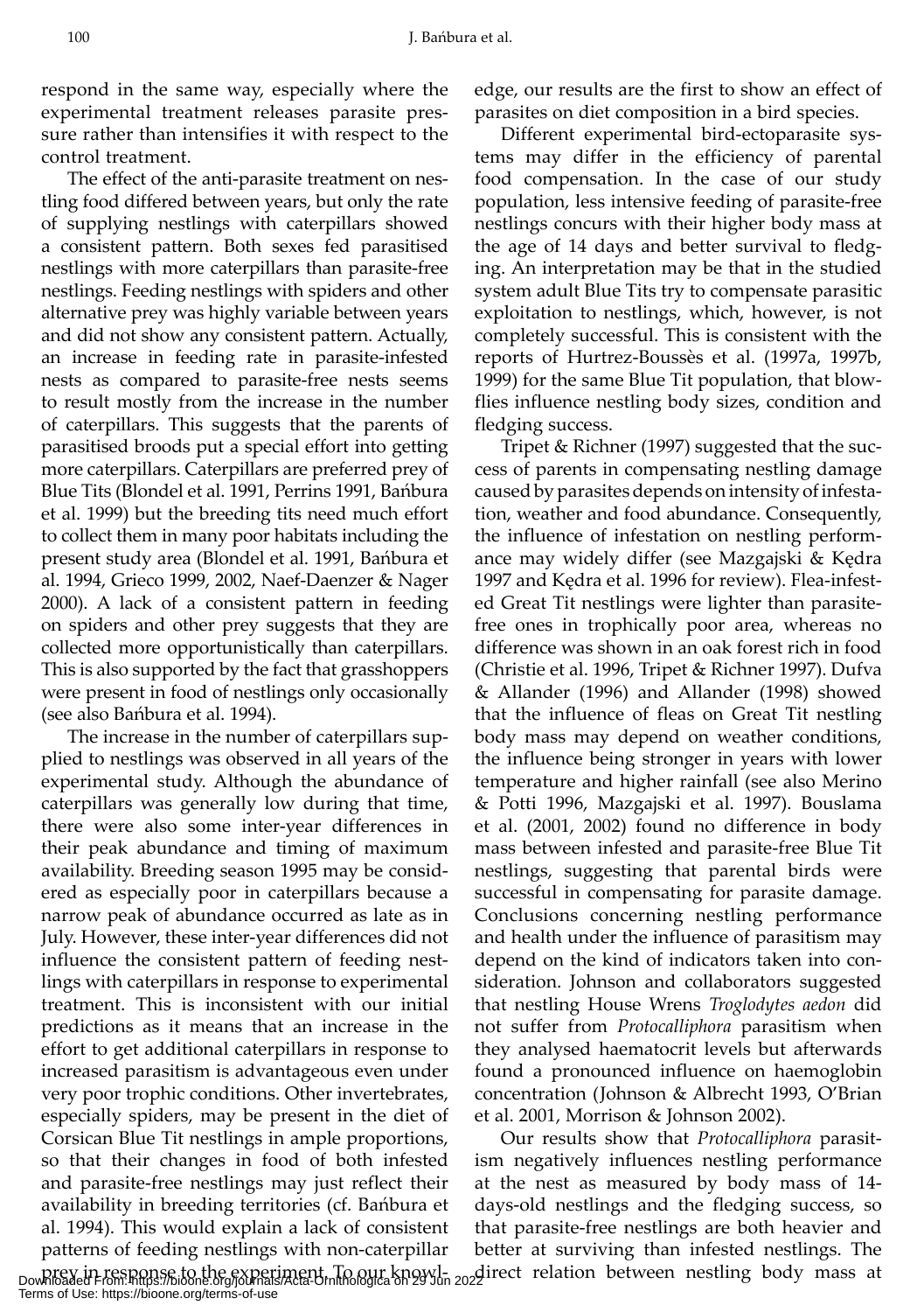respond in the same way, especially where the experimental treatment releases parasite pressure rather than intensifies it with respect to the control treatment.

The effect of the anti-parasite treatment on nestling food differed between years, but only the rate of supplying nestlings with caterpillars showed a consistent pattern. Both sexes fed parasitised nestlings with more caterpillars than parasite-free nestlings. Feeding nestlings with spiders and other alternative prey was highly variable between years and did not show any consistent pattern. Actually, an increase in feeding rate in parasite-infested nests as compared to parasite-free nests seems to result mostly from the increase in the number of caterpillars. This suggests that the parents of parasitised broods put a special effort into getting more caterpillars. Caterpillars are preferred prey of Blue Tits (Blondel et al. 1991, Perrins 1991, Bańbura et al. 1999) but the breeding tits need much effort to collect them in many poor habitats including the present study area (Blondel et al. 1991, Bańbura et al. 1994, Grieco 1999, 2002, Naef-Daenzer & Nager 2000). A lack of a consistent pattern in feeding on spiders and other prey suggests that they are collected more opportunistically than caterpillars. This is also supported by the fact that grasshoppers were present in food of nestlings only occasionally (see also Bańbura et al. 1994).

The increase in the number of caterpillars supplied to nestlings was observed in all years of the experimental study. Although the abundance of caterpillars was generally low during that time, there were also some inter-year differences in their peak abundance and timing of maximum availability. Breeding season 1995 may be considered as especially poor in caterpillars because a narrow peak of abundance occurred as late as in July. However, these inter-year differences did not influence the consistent pattern of feeding nestlings with caterpillars in response to experimental treatment. This is inconsistent with our initial predictions as it means that an increase in the effort to get additional caterpillars in response to increased parasitism is advantageous even under very poor trophic conditions. Other invertebrates, especially spiders, may be present in the diet of Corsican Blue Tit nestlings in ample proportions, so that their changes in food of both infested and parasite-free nestlings may just reflect their availability in breeding territories (cf. Bańbura et al. 1994). This would explain a lack of consistent patterns of feeding nestlings with non-caterpillar prey in response to the experiment. To our knowledge, our results are the first to show an effect of parasites on diet composition in a bird species.

Different experimental bird-ectoparasite systems may differ in the efficiency of parental food compensation. In the case of our study population, less intensive feeding of parasite-free nestlings concurs with their higher body mass at the age of 14 days and better survival to fledging. An interpretation may be that in the studied system adult Blue Tits try to compensate parasitic exploitation to nestlings, which, however, is not completely successful. This is consistent with the reports of Hurtrez-Boussès et al. (1997a, 1997b, 1999) for the same Blue Tit population, that blowflies influence nestling body sizes, condition and fledging success.

Tripet & Richner (1997) suggested that the success of parents in compensating nestling damage caused by parasites depends on intensity of infestation, weather and food abundance. Consequently, the influence of infestation on nestling performance may widely differ (see Mazgajski & Kędra 1997 and Kędra et al. 1996 for review). Flea-infested Great Tit nestlings were lighter than parasite-free ones in trophically poor area, whereas no difference was shown in an oak forest rich in food (Christie et al. 1996, Tripet & Richner 1997). Dufva & Allander (1996) and Allander (1998) showed that the influence of fleas on Great Tit nestling body mass may depend on weather conditions, the influence being stronger in years with lower temperature and higher rainfall (see also Merino & Potti 1996, Mazgajski et al. 1997). Bouslama et al. (2001, 2002) found no difference in body mass between infested and parasite-free Blue Tit nestlings, suggesting that parental birds were successful in compensating for parasite damage. Conclusions concerning nestling performance and health under the influence of parasitism may depend on the kind of indicators taken into consideration. Johnson and collaborators suggested that nestling House Wrens *Troglodytes aedon* did not suffer from *Protocalliphora* parasitism when they analysed haematocrit levels but afterwards found a pronounced influence on haemoglobin concentration (Johnson & Albrecht 1993, O'Brian et al. 2001, Morrison & Johnson 2002).

Our results show that *Protocalliphora* parasitism negatively influences nestling performance at the nest as measured by body mass of 14-days-old nestlings and the fledging success, so that parasite-free nestlings are both heavier and better at surviving than infested nestlings. The direct relation between nestling body mass at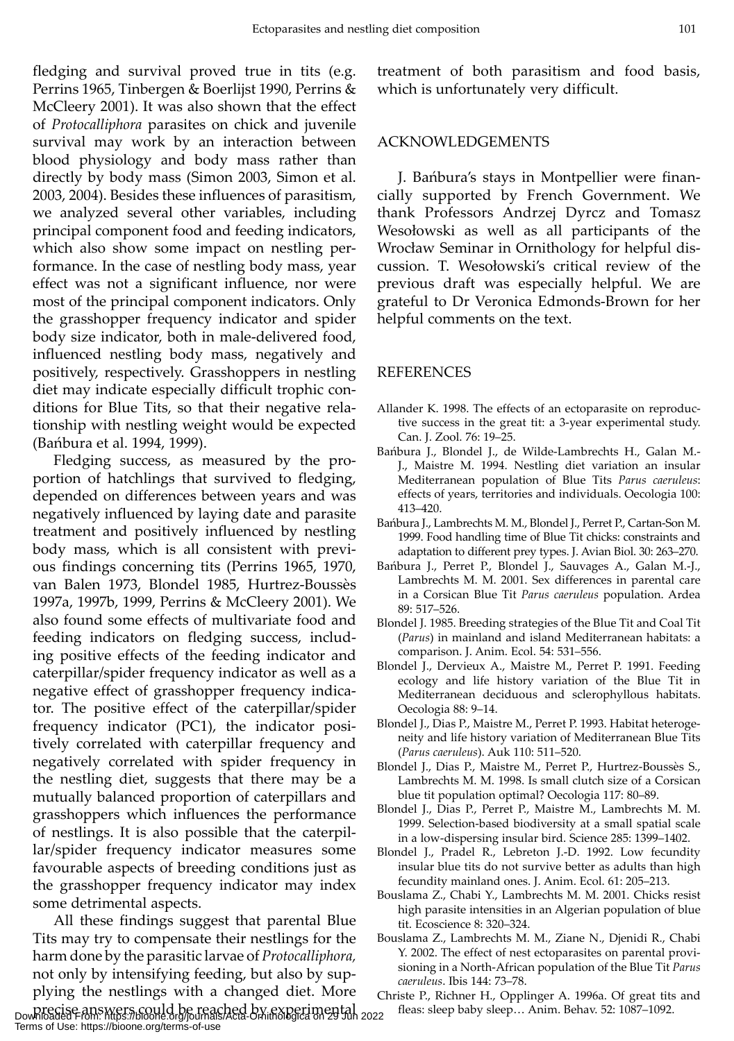fledging and survival proved true in tits (e.g. Perrins 1965, Tinbergen & Boerlijst 1990, Perrins & McCleery 2001). It was also shown that the effect of *Protocalliphora* parasites on chick and juvenile survival may work by an interaction between blood physiology and body mass rather than directly by body mass (Simon 2003, Simon et al. 2003, 2004). Besides these influences of parasitism, we analyzed several other variables, including principal component food and feeding indicators, which also show some impact on nestling performance. In the case of nestling body mass, year effect was not a significant influence, nor were most of the principal component indicators. Only the grasshopper frequency indicator and spider body size indicator, both in male-delivered food, influenced nestling body mass, negatively and positively, respectively. Grasshoppers in nestling diet may indicate especially difficult trophic conditions for Blue Tits, so that their negative relationship with nestling weight would be expected (Bańbura et al. 1994, 1999).

Fledging success, as measured by the proportion of hatchlings that survived to fledging, depended on differences between years and was negatively influenced by laying date and parasite treatment and positively influenced by nestling body mass, which is all consistent with previous findings concerning tits (Perrins 1965, 1970, van Balen 1973, Blondel 1985, Hurtrez-Boussès 1997a, 1997b, 1999, Perrins & McCleery 2001). We also found some effects of multivariate food and feeding indicators on fledging success, including positive effects of the feeding indicator and caterpillar/spider frequency indicator as well as a negative effect of grasshopper frequency indicator. The positive effect of the caterpillar/spider frequency indicator (PC1), the indicator positively correlated with caterpillar frequency and negatively correlated with spider frequency in the nestling diet, suggests that there may be a mutually balanced proportion of caterpillars and grasshoppers which influences the performance of nestlings. It is also possible that the caterpillar/spider frequency indicator measures some favourable aspects of breeding conditions just as the grasshopper frequency indicator may index some detrimental aspects.

All these findings suggest that parental Blue Tits may try to compensate their nestlings for the harm done by the parasitic larvae of *Protocalliphora,* not only by intensifying feeding, but also by supplying the nestlings with a changed diet. More precise answers could be reached by experimental treatment of both parasitism and food basis, which is unfortunately very difficult.

## ACKNOWLEDGEMENTS

J. Bańbura's stays in Montpellier were financially supported by French Government. We thank Professors Andrzej Dyrcz and Tomasz Wesołowski as well as all participants of the Wrocław Seminar in Ornithology for helpful discussion. T. Wesołowski's critical review of the previous draft was especially helpful. We are grateful to Dr Veronica Edmonds-Brown for her helpful comments on the text.

## REFERENCES

Allander K. 1998. The effects of an ectoparasite on reproductive success in the great tit: a 3-year experimental study. Can. J. Zool. 76: 19–25.

Bańbura J., Blondel J., de Wilde-Lambrechts H., Galan M.-J., Maistre M. 1994. Nestling diet variation an insular Mediterranean population of Blue Tits *Parus caeruleus*: effects of years, territories and individuals. Oecologia 100: 413–420.

Bańbura J., Lambrechts M. M., Blondel J., Perret P., Cartan-Son M. 1999. Food handling time of Blue Tit chicks: constraints and adaptation to different prey types. J. Avian Biol. 30: 263–270.

Bańbura J., Perret P., Blondel J., Sauvages A., Galan M.-J., Lambrechts M. M. 2001. Sex differences in parental care in a Corsican Blue Tit *Parus caeruleus* population. Ardea 89: 517–526.

Blondel J. 1985. Breeding strategies of the Blue Tit and Coal Tit (*Parus*) in mainland and island Mediterranean habitats: a comparison. J. Anim. Ecol. 54: 531–556.

Blondel J., Dervieux A., Maistre M., Perret P. 1991. Feeding ecology and life history variation of the Blue Tit in Mediterranean deciduous and sclerophyllous habitats. Oecologia 88: 9–14.

Blondel J., Dias P., Maistre M., Perret P. 1993. Habitat heterogeneity and life history variation of Mediterranean Blue Tits (*Parus caeruleus*). Auk 110: 511–520.

Blondel J., Dias P., Maistre M., Perret P., Hurtrez-Boussès S., Lambrechts M. M. 1998. Is small clutch size of a Corsican blue tit population optimal? Oecologia 117: 80–89.

Blondel J., Dias P., Perret P., Maistre M., Lambrechts M. M. 1999. Selection-based biodiversity at a small spatial scale in a low-dispersing insular bird. Science 285: 1399–1402.

Blondel J., Pradel R., Lebreton J.-D. 1992. Low fecundity insular blue tits do not survive better as adults than high fecundity mainland ones. J. Anim. Ecol. 61: 205–213.

Bouslama Z., Chabi Y., Lambrechts M. M. 2001. Chicks resist high parasite intensities in an Algerian population of blue tit. Ecoscience 8: 320–324.

Bouslama Z., Lambrechts M. M., Ziane N., Djenidi R., Chabi Y. 2002. The effect of nest ectoparasites on parental provisioning in a North-African population of the Blue Tit *Parus caeruleus*. Ibis 144: 73–78.

Christe P., Richner H., Opplinger A. 1996a. Of great tits and fleas: sleep baby sleep… Anim. Behav. 52: 1087–1092.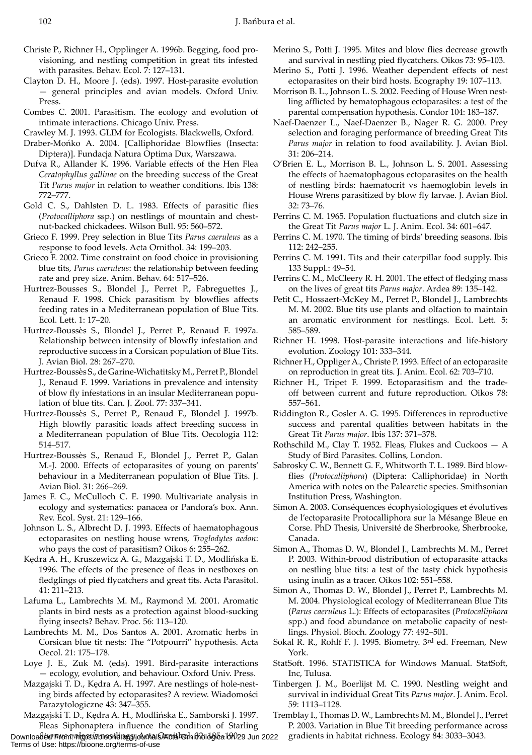Christe P., Richner H., Opplinger A. 1996b. Begging, food provisioning, and nestling competition in great tits infested with parasites. Behav. Ecol. 7: 127–131.

Clayton D. H., Moore J. (eds). 1997. Host-parasite evolution — general principles and avian models. Oxford Univ. Press.

Combes C. 2001. Parasitism. The ecology and evolution of intimate interactions. Chicago Univ. Press.

Crawley M. J. 1993. GLIM for Ecologists. Blackwells, Oxford.

Draber-Mońko A. 2004. [Calliphoridae Blowflies (Insecta: Diptera)]. Fundacja Natura Optima Dux, Warszawa.

Dufva R., Allander K. 1996. Variable effects of the Hen Flea *Ceratophyllus gallinae* on the breeding success of the Great Tit *Parus major* in relation to weather conditions. Ibis 138: 772–777.

Gold C. S., Dahlsten D. L. 1983. Effects of parasitic flies (*Protocalliphora* ssp.) on nestlings of mountain and chestnut-backed chickadees. Wilson Bull. 95: 560–572.

Grieco F. 1999. Prey selection in Blue Tits *Parus caeruleus* as a response to food levels. Acta Ornithol. 34: 199–203.

Grieco F. 2002. Time constraint on food choice in provisioning blue tits, *Parus caeruleus*: the relationship between feeding rate and prey size. Anim. Behav. 64: 517–526.

Hurtrez-Bousses S., Blondel J., Perret P., Fabreguettes J., Renaud F. 1998. Chick parasitism by blowflies affects feeding rates in a Mediterranean population of Blue Tits. Ecol. Lett. 1: 17–20.

Hurtrez-Boussès S., Blondel J., Perret P., Renaud F. 1997a. Relationship between intensity of blowfly infestation and reproductive success in a Corsican population of Blue Tits. J. Avian Biol. 28: 267–270.

Hurtrez-Boussès S., de Garine-Wichatitsky M., Perret P., Blondel J., Renaud F. 1999. Variations in prevalence and intensity of blow fly infestations in an insular Mediterranean population of blue tits. Can. J. Zool. 77: 337–341.

Hurtrez-Boussès S., Perret P., Renaud F., Blondel J. 1997b. High blowfly parasitic loads affect breeding success in a Mediterranean population of Blue Tits. Oecologia 112: 514–517.

Hurtrez-Boussès S., Renaud F., Blondel J., Perret P., Galan M.-J. 2000. Effects of ectoparasites of young on parents' behaviour in a Mediterranean population of Blue Tits. J. Avian Biol. 31: 266–269.

James F. C., McCulloch C. E. 1990. Multivariate analysis in ecology and systematics: panacea or Pandora's box. Ann. Rev. Ecol. Syst. 21: 129–166.

Johnson L. S., Albrecht D. J. 1993. Effects of haematophagous ectoparasites on nestling house wrens, *Troglodytes aedon*: who pays the cost of parasitism? Oikos 6: 255–262.

Kędra A. H., Kruszewicz A. G., Mazgajski T. D., Modlińska E. 1996. The effects of the presence of fleas in nestboxes on fledglings of pied flycatchers and great tits. Acta Parasitol. 41: 211–213.

Lafuma L., Lambrechts M. M., Raymond M. 2001. Aromatic plants in bird nests as a protection against blood-sucking flying insects? Behav. Proc. 56: 113–120.

Lambrechts M. M., Dos Santos A. 2001. Aromatic herbs in Corsican blue tit nests: The "Potpourri" hypothesis. Acta Oecol. 21: 175–178.

Loye J. E., Zuk M. (eds). 1991. Bird-parasite interactions — ecology, evolution, and behaviour. Oxford Univ. Press.

Mazgajski T. D., Kędra A. H. 1997. Are nestlings of hole-nesting birds affected by ectoparasites? A review. Wiadomości Parazytologiczne 43: 347–355.

Mazgajski T. D., Kędra A. H., Modlińska E., Samborski J. 1997. Fleas Siphonaptera influence the condition of Starling *Sturnus vulgaris* nestlings. Acta Ornithol. 32: 185–190.

Merino S., Potti J. 1995. Mites and blow flies decrease growth and survival in nestling pied flycatchers. Oikos 73: 95–103.

Merino S., Potti J. 1996. Weather dependent effects of nest ectoparasites on their bird hosts. Ecography 19: 107–113.

Morrison B. L., Johnson L. S. 2002. Feeding of House Wren nestling afflicted by hematophagous ectoparasites: a test of the parental compensation hypothesis. Condor 104: 183–187.

Naef-Daenzer L., Naef-Daenzer B., Nager R. G. 2000. Prey selection and foraging performance of breeding Great Tits *Parus major* in relation to food availability. J. Avian Biol. 31: 206–214.

O'Brien E. L., Morrison B. L., Johnson L. S. 2001. Assessing the effects of haematophagous ectoparasites on the health of nestling birds: haematocrit vs haemoglobin levels in House Wrens parasitized by blow fly larvae. J. Avian Biol. 32: 73–76.

Perrins C. M. 1965. Population fluctuations and clutch size in the Great Tit *Parus major* L. J. Anim. Ecol. 34: 601–647.

Perrins C. M. 1970. The timing of birds' breeding seasons. Ibis 112: 242–255.

Perrins C. M. 1991. Tits and their caterpillar food supply. Ibis 133 Suppl.: 49–54.

Perrins C. M., McCleery R. H. 2001. The effect of fledging mass on the lives of great tits *Parus major*. Ardea 89: 135–142.

Petit C., Hossaert-McKey M., Perret P., Blondel J., Lambrechts M. M. 2002. Blue tits use plants and olfaction to maintain an aromatic environment for nestlings. Ecol. Lett. 5: 585–589.

Richner H. 1998. Host-parasite interactions and life-history evolution. Zoology 101: 333–344.

Richner H., Oppliger A., Christe P. 1993. Effect of an ectoparasite on reproduction in great tits. J. Anim. Ecol. 62: 703–710.

Richner H., Tripet F. 1999. Ectoparasitism and the trade-off between current and future reproduction. Oikos 78: 557–561.

Riddington R., Gosler A. G. 1995. Differences in reproductive success and parental qualities between habitats in the Great Tit *Parus major*. Ibis 137: 371–378.

Rothschild M., Clay T. 1952. Fleas, Flukes and Cuckoos — A Study of Bird Parasites. Collins, London.

Sabrosky C. W., Bennett G. F., Whitworth T. L. 1989. Bird blowflies (*Protocalliphora*) (Diptera: Calliphoridae) in North America with notes on the Palearctic species. Smithsonian Institution Press, Washington.

Simon A. 2003. Conséquences écophysiologiques et évolutives de l'ectoparasite Protocalliphora sur la Mésange Bleue en Corse. PhD Thesis, Université de Sherbrooke, Sherbrooke, Canada.

Simon A., Thomas D. W., Blondel J., Lambrechts M. M., Perret P. 2003. Within-brood distribution of ectoparasite attacks on nestling blue tits: a test of the tasty chick hypothesis using inulin as a tracer. Oikos 102: 551–558.

Simon A., Thomas D. W., Blondel J., Perret P., Lambrechts M. M. 2004. Physiological ecology of Mediterranean Blue Tits (*Parus caeruleus* L.): Effects of ectoparasites (*Protocalliphora* spp.) and food abundance on metabolic capacity of nestlings. Physiol. Bioch. Zoology 77: 492–501.

Sokal R. R., Rohlf F. J. 1995. Biometry. 3rd ed. Freeman, New York.

StatSoft. 1996. STATISTICA for Windows Manual. StatSoft, Inc, Tulusa.

Tinbergen J. M., Boerlijst M. C. 1990. Nestling weight and survival in individual Great Tits *Parus major*. J. Anim. Ecol. 59: 1113–1128.

Tremblay I., Thomas D. W., Lambrechts M. M., Blondel J., Perret P. 2003. Variation in Blue Tit breeding performance across gradients in habitat richness. Ecology 84: 3033–3043.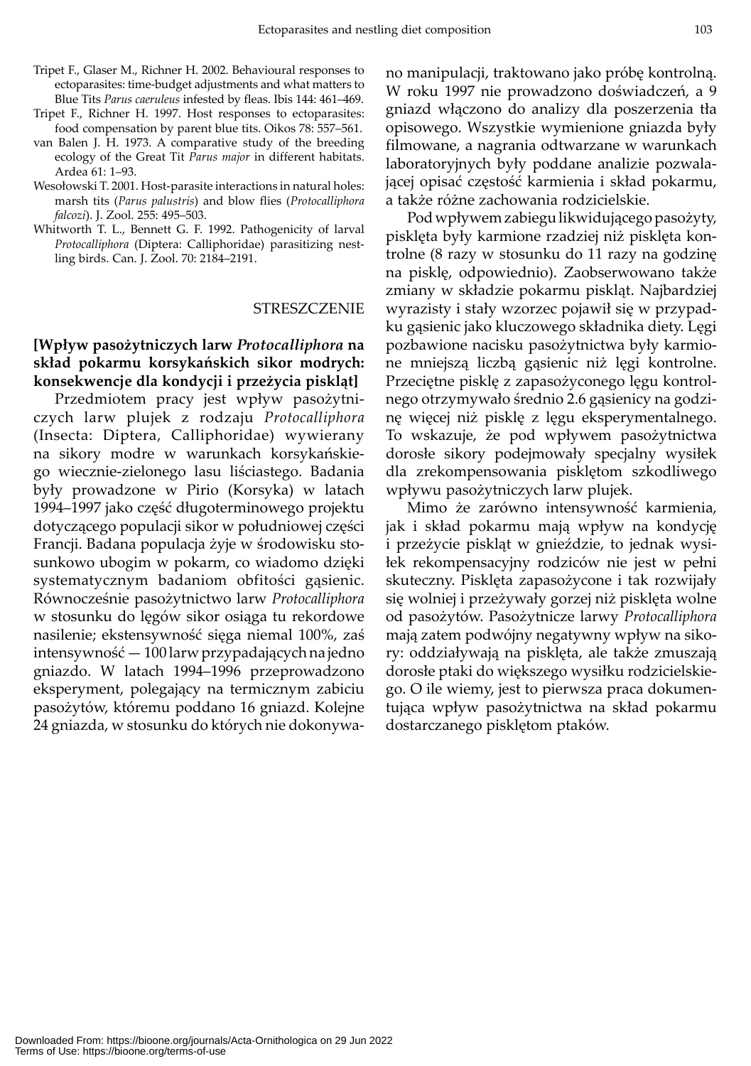Tripet F., Glaser M., Richner H. 2002. Behavioural responses to ectoparasites: time-budget adjustments and what matters to Blue Tits *Parus caeruleus* infested by fleas. Ibis 144: 461–469.

Tripet F., Richner H. 1997. Host responses to ectoparasites: food compensation by parent blue tits. Oikos 78: 557–561.

van Balen J. H. 1973. A comparative study of the breeding ecology of the Great Tit *Parus major* in different habitats. Ardea 61: 1–93.

Wesołowski T. 2001. Host-parasite interactions in natural holes: marsh tits (*Parus palustris*) and blow flies (*Protocalliphora falcozi*). J. Zool. 255: 495–503.

Whitworth T. L., Bennett G. F. 1992. Pathogenicity of larval *Protocalliphora* (Diptera: Calliphoridae) parasitizing nestling birds. Can. J. Zool. 70: 2184–2191.

## STRESZCZENIE

**[Wpływ pasożytniczych larw *Protocalliphora* na skład pokarmu korsykańskich sikor modrych: konsekwencje dla kondycji i przeżycia piskląt]**

Przedmiotem pracy jest wpływ pasożytniczych larw plujek z rodzaju *Protocalliphora* (Insecta: Diptera, Calliphoridae) wywierany na sikory modre w warunkach korsykańskiego wiecznie-zielonego lasu liściastego. Badania były prowadzone w Pirio (Korsyka) w latach 1994–1997 jako część długoterminowego projektu dotyczącego populacji sikor w południowej części Francji. Badana populacja żyje w środowisku stosunkowo ubogim w pokarm, co wiadomo dzięki systematycznym badaniom obfitości gąsienic. Równocześnie pasożytnictwo larw *Protocalliphora* w stosunku do lęgów sikor osiąga tu rekordowe nasilenie; ekstensywność sięga niemal 100%, zaś intensywność — 100 larw przypadających na jedno gniazdo. W latach 1994–1996 przeprowadzono eksperyment, polegający na termicznym zabiciu pasożytów, któremu poddano 16 gniazd. Kolejne 24 gniazda, w stosunku do których nie dokonywano manipulacji, traktowano jako próbę kontrolną. W roku 1997 nie prowadzono doświadczeń, a 9 gniazd włączono do analizy dla poszerzenia tła opisowego. Wszystkie wymienione gniazda były filmowane, a nagrania odtwarzane w warunkach laboratoryjnych były poddane analizie pozwalającej opisać częstość karmienia i skład pokarmu, a także różne zachowania rodzicielskie.

Pod wpływem zabiegu likwidującego pasożyty, pisklęta były karmione rzadziej niż pisklęta kontrolne (8 razy w stosunku do 11 razy na godzinę na pisklę, odpowiednio). Zaobserwowano także zmiany w składzie pokarmu piskląt. Najbardziej wyrazisty i stały wzorzec pojawił się w przypadku gąsienic jako kluczowego składnika diety. Lęgi pozbawione nacisku pasożytnictwa były karmione mniejszą liczbą gąsienic niż lęgi kontrolne. Przeciętne pisklę z zapasożyconego lęgu kontrolnego otrzymywało średnio 2.6 gąsienicy na godzinę więcej niż pisklę z lęgu eksperymentalnego. To wskazuje, że pod wpływem pasożytnictwa dorosłe sikory podejmowały specjalny wysiłek dla zrekompensowania pisklętom szkodliwego wpływu pasożytniczych larw plujek.

Mimo że zarówno intensywność karmienia, jak i skład pokarmu mają wpływ na kondycję i przeżycie piskląt w gnieździe, to jednak wysiłek rekompensacyjny rodziców nie jest w pełni skuteczny. Pisklęta zapasożycone i tak rozwijały się wolniej i przeżywały gorzej niż pisklęta wolne od pasożytów. Pasożytnicze larwy *Protocalliphora* mają zatem podwójny negatywny wpływ na sikory: oddziaływają na pisklęta, ale także zmuszają dorosłe ptaki do większego wysiłku rodzicielskiego. O ile wiemy, jest to pierwsza praca dokumentująca wpływ pasożytnictwa na skład pokarmu dostarczanego pisklętom ptaków.